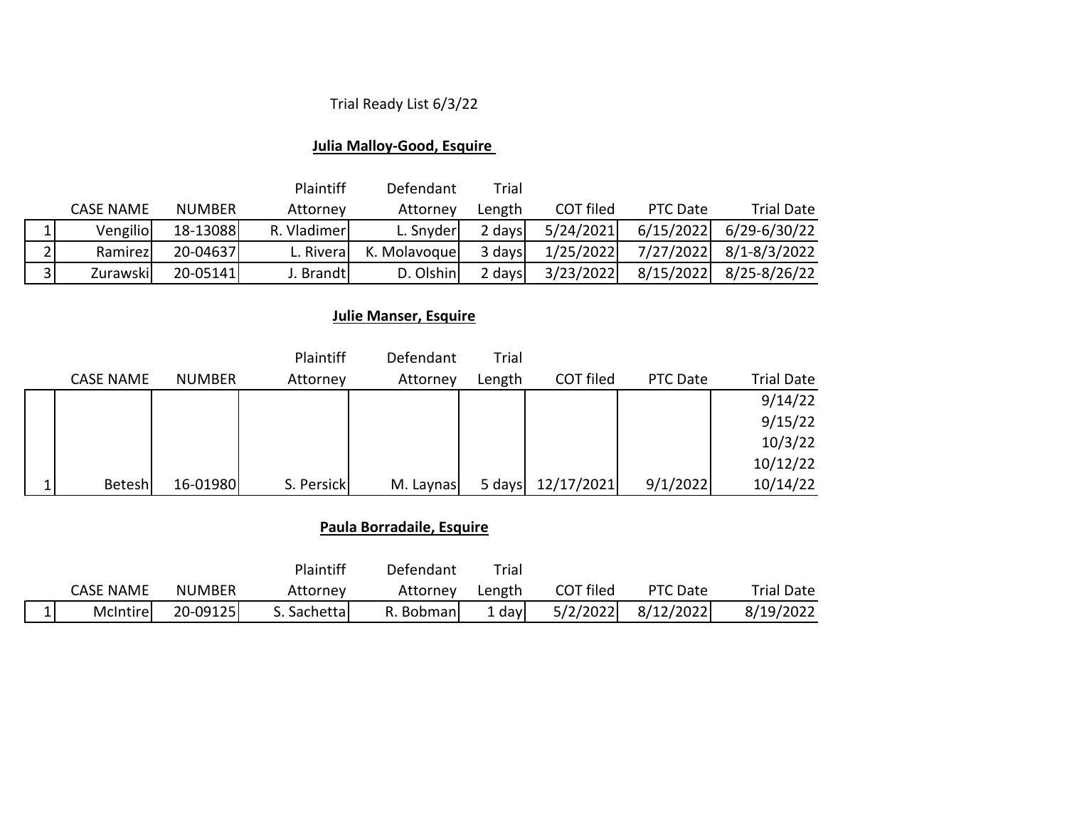Trial Ready List 6/3/22

**Julia Malloy-Good, Esquire**

| | CASE NAME | NUMBER | Plaintiff Attorney | Defendant Attorney | Trial Length | COT filed | PTC Date | Trial Date |
|---|---|---|---|---|---|---|---|---|
| 1 | Vengilio | 18-13088 | R. Vladimer | L. Snyder | 2 days | 5/24/2021 | 6/15/2022 | 6/29-6/30/22 |
| 2 | Ramirez | 20-04637 | L. Rivera | K. Molavoque | 3 days | 1/25/2022 | 7/27/2022 | 8/1-8/3/2022 |
| 3 | Zurawski | 20-05141 | J. Brandt | D. Olshin | 2 days | 3/23/2022 | 8/15/2022 | 8/25-8/26/22 |

**Julie Manser, Esquire**

| | CASE NAME | NUMBER | Plaintiff Attorney | Defendant Attorney | Trial Length | COT filed | PTC Date | Trial Date |
|---|---|---|---|---|---|---|---|---|
| 1 | Betesh | 16-01980 | S. Persick | M. Laynas | 5 days | 12/17/2021 | 9/1/2022 | 9/14/22<br>9/15/22<br>10/3/22<br>10/12/22<br>10/14/22 |

**Paula Borradaile, Esquire**

| | CASE NAME | NUMBER | Plaintiff Attorney | Defendant Attorney | Trial Length | COT filed | PTC Date | Trial Date |
|---|---|---|---|---|---|---|---|---|
| 1 | McIntire | 20-09125 | S. Sachetta | R. Bobman | 1 day | 5/2/2022 | 8/12/2022 | 8/19/2022 |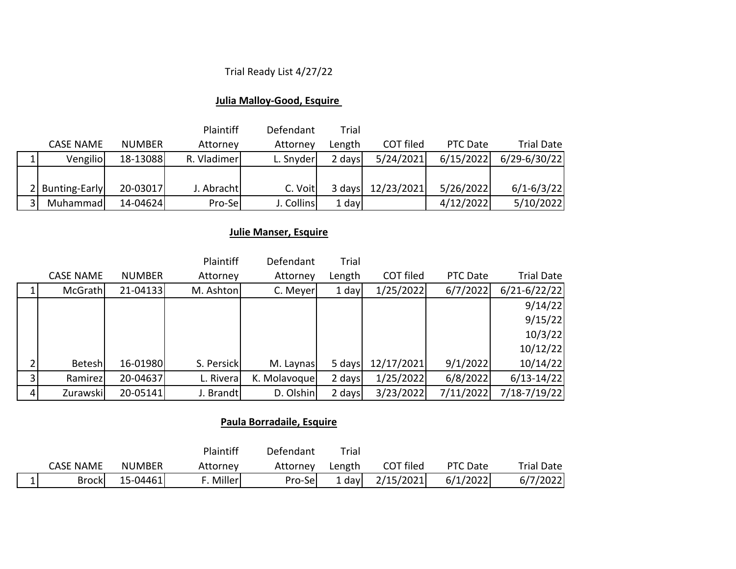Trial Ready List 4/27/22

**Julia Malloy-Good, Esquire**

| | CASE NAME | NUMBER | Plaintiff Attorney | Defendant Attorney | Trial Length | COT filed | PTC Date | Trial Date |
|---|---|---|---|---|---|---|---|---|
| 1 | Vengilio | 18-13088 | R. Vladimer | L. Snyder | 2 days | 5/24/2021 | 6/15/2022 | 6/29-6/30/22 |
| 2 | Bunting-Early | 20-03017 | J. Abracht | C. Voit | 3 days | 12/23/2021 | 5/26/2022 | 6/1-6/3/22 |
| 3 | Muhammad | 14-04624 | Pro-Se | J. Collins | 1 day | | 4/12/2022 | 5/10/2022 |

**Julie Manser, Esquire**

| | CASE NAME | NUMBER | Plaintiff Attorney | Defendant Attorney | Trial Length | COT filed | PTC Date | Trial Date |
|---|---|---|---|---|---|---|---|---|
| 1 | McGrath | 21-04133 | M. Ashton | C. Meyer | 1 day | 1/25/2022 | 6/7/2022 | 6/21-6/22/22 |
| 2 | Betesh | 16-01980 | S. Persick | M. Laynas | 5 days | 12/17/2021 | 9/1/2022 | 9/14/22<br>9/15/22<br>10/3/22<br>10/12/22<br>10/14/22 |
| 3 | Ramirez | 20-04637 | L. Rivera | K. Molavoque | 2 days | 1/25/2022 | 6/8/2022 | 6/13-14/22 |
| 4 | Zurawski | 20-05141 | J. Brandt | D. Olshin | 2 days | 3/23/2022 | 7/11/2022 | 7/18-7/19/22 |

**Paula Borradaile, Esquire**

| | CASE NAME | NUMBER | Plaintiff Attorney | Defendant Attorney | Trial Length | COT filed | PTC Date | Trial Date |
|---|---|---|---|---|---|---|---|---|
| 1 | Brock | 15-04461 | F. Miller | Pro-Se | 1 day | 2/15/2021 | 6/1/2022 | 6/7/2022 |